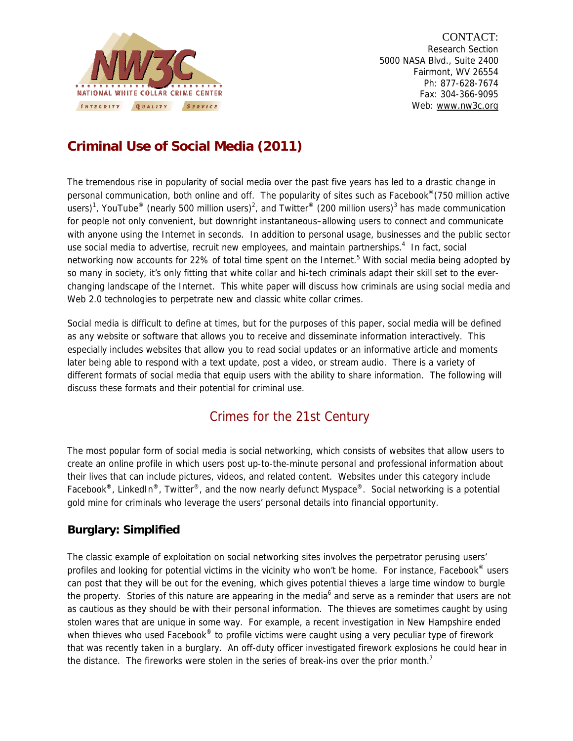NATIONAL WHITE COLLAR CRIME CENTER

INTEGRITY QUALITY SERVICE

CONTACT:
Research Section
5000 NASA Blvd., Suite 2400
Fairmont, WV 26554
Ph: 877-628-7674
Fax: 304-366-9095
Web: www.nw3c.org

# Criminal Use of Social Media (2011)

The tremendous rise in popularity of social media over the past five years has led to a drastic change in personal communication, both online and off. The popularity of sites such as Facebook® (750 million active users)[1], YouTube® (nearly 500 million users)[2], and Twitter® (200 million users)[3] has made communication for people not only convenient, but downright instantaneous–allowing users to connect and communicate with anyone using the Internet in seconds. In addition to personal usage, businesses and the public sector use social media to advertise, recruit new employees, and maintain partnerships.[4] In fact, social networking now accounts for 22% of total time spent on the Internet.[5] With social media being adopted by so many in society, it's only fitting that white collar and hi-tech criminals adapt their skill set to the ever-changing landscape of the Internet. This white paper will discuss how criminals are using social media and Web 2.0 technologies to perpetrate new and classic white collar crimes.

Social media is difficult to define at times, but for the purposes of this paper, social media will be defined as any website or software that allows you to receive and disseminate information interactively. This especially includes websites that allow you to read social updates or an informative article and moments later being able to respond with a text update, post a video, or stream audio. There is a variety of different formats of social media that equip users with the ability to share information. The following will discuss these formats and their potential for criminal use.

## Crimes for the 21st Century

The most popular form of social media is social networking, which consists of websites that allow users to create an online profile in which users post up-to-the-minute personal and professional information about their lives that can include pictures, videos, and related content. Websites under this category include Facebook®, LinkedIn®, Twitter®, and the now nearly defunct Myspace®. Social networking is a potential gold mine for criminals who leverage the users' personal details into financial opportunity.

### Burglary: Simplified

The classic example of exploitation on social networking sites involves the perpetrator perusing users' profiles and looking for potential victims in the vicinity who won't be home. For instance, Facebook® users can post that they will be out for the evening, which gives potential thieves a large time window to burgle the property. Stories of this nature are appearing in the media[6] and serve as a reminder that users are not as cautious as they should be with their personal information. The thieves are sometimes caught by using stolen wares that are unique in some way. For example, a recent investigation in New Hampshire ended when thieves who used Facebook® to profile victims were caught using a very peculiar type of firework that was recently taken in a burglary. An off-duty officer investigated firework explosions he could hear in the distance. The fireworks were stolen in the series of break-ins over the prior month.[7]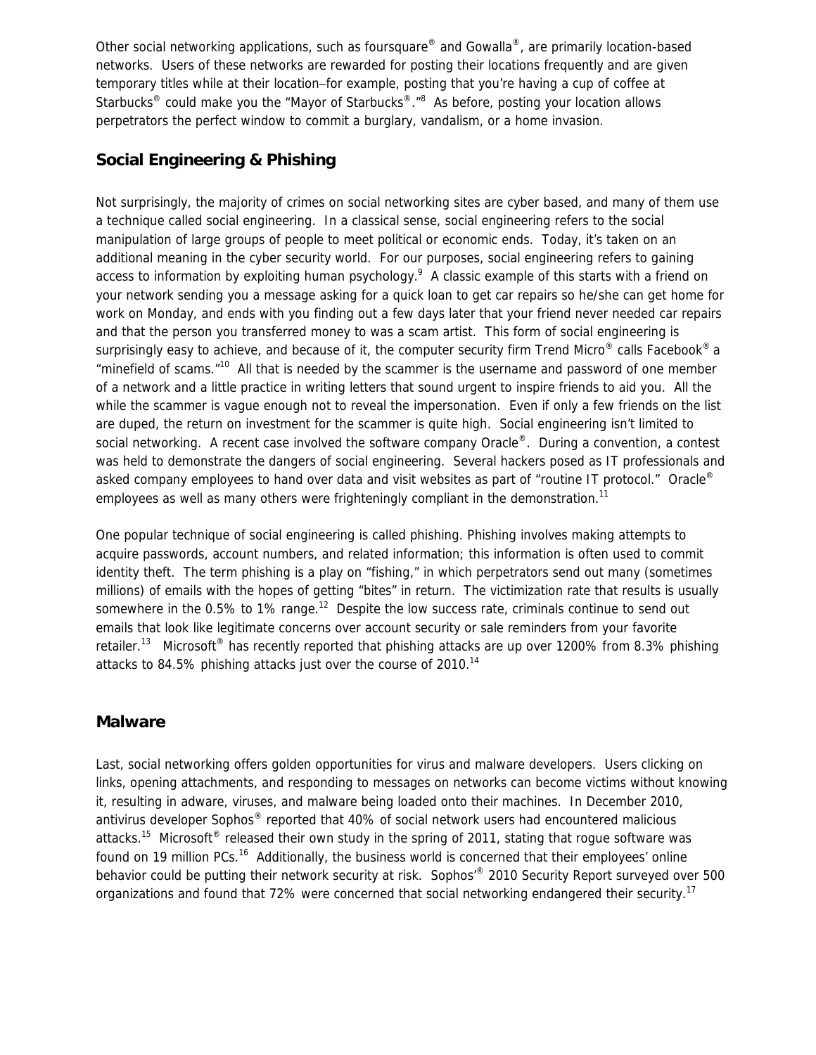Other social networking applications, such as foursquare® and Gowalla®, are primarily location-based networks. Users of these networks are rewarded for posting their locations frequently and are given temporary titles while at their location—for example, posting that you're having a cup of coffee at Starbucks® could make you the "Mayor of Starbucks®."[8] As before, posting your location allows perpetrators the perfect window to commit a burglary, vandalism, or a home invasion.

## Social Engineering & Phishing

Not surprisingly, the majority of crimes on social networking sites are cyber based, and many of them use a technique called social engineering. In a classical sense, social engineering refers to the social manipulation of large groups of people to meet political or economic ends. Today, it's taken on an additional meaning in the cyber security world. For our purposes, social engineering refers to gaining access to information by exploiting human psychology.[9] A classic example of this starts with a friend on your network sending you a message asking for a quick loan to get car repairs so he/she can get home for work on Monday, and ends with you finding out a few days later that your friend never needed car repairs and that the person you transferred money to was a scam artist. This form of social engineering is surprisingly easy to achieve, and because of it, the computer security firm Trend Micro® calls Facebook® a "minefield of scams."[10] All that is needed by the scammer is the username and password of one member of a network and a little practice in writing letters that sound urgent to inspire friends to aid you. All the while the scammer is vague enough not to reveal the impersonation. Even if only a few friends on the list are duped, the return on investment for the scammer is quite high. Social engineering isn't limited to social networking. A recent case involved the software company Oracle®. During a convention, a contest was held to demonstrate the dangers of social engineering. Several hackers posed as IT professionals and asked company employees to hand over data and visit websites as part of "routine IT protocol." Oracle® employees as well as many others were frighteningly compliant in the demonstration.[11]

One popular technique of social engineering is called phishing. Phishing involves making attempts to acquire passwords, account numbers, and related information; this information is often used to commit identity theft. The term phishing is a play on "fishing," in which perpetrators send out many (sometimes millions) of emails with the hopes of getting "bites" in return. The victimization rate that results is usually somewhere in the 0.5% to 1% range.[12] Despite the low success rate, criminals continue to send out emails that look like legitimate concerns over account security or sale reminders from your favorite retailer.[13] Microsoft® has recently reported that phishing attacks are up over 1200% from 8.3% phishing attacks to 84.5% phishing attacks just over the course of 2010.[14]

## Malware

Last, social networking offers golden opportunities for virus and malware developers. Users clicking on links, opening attachments, and responding to messages on networks can become victims without knowing it, resulting in adware, viruses, and malware being loaded onto their machines. In December 2010, antivirus developer Sophos® reported that 40% of social network users had encountered malicious attacks.[15] Microsoft® released their own study in the spring of 2011, stating that rogue software was found on 19 million PCs.[16] Additionally, the business world is concerned that their employees' online behavior could be putting their network security at risk. Sophos'® 2010 Security Report surveyed over 500 organizations and found that 72% were concerned that social networking endangered their security.[17]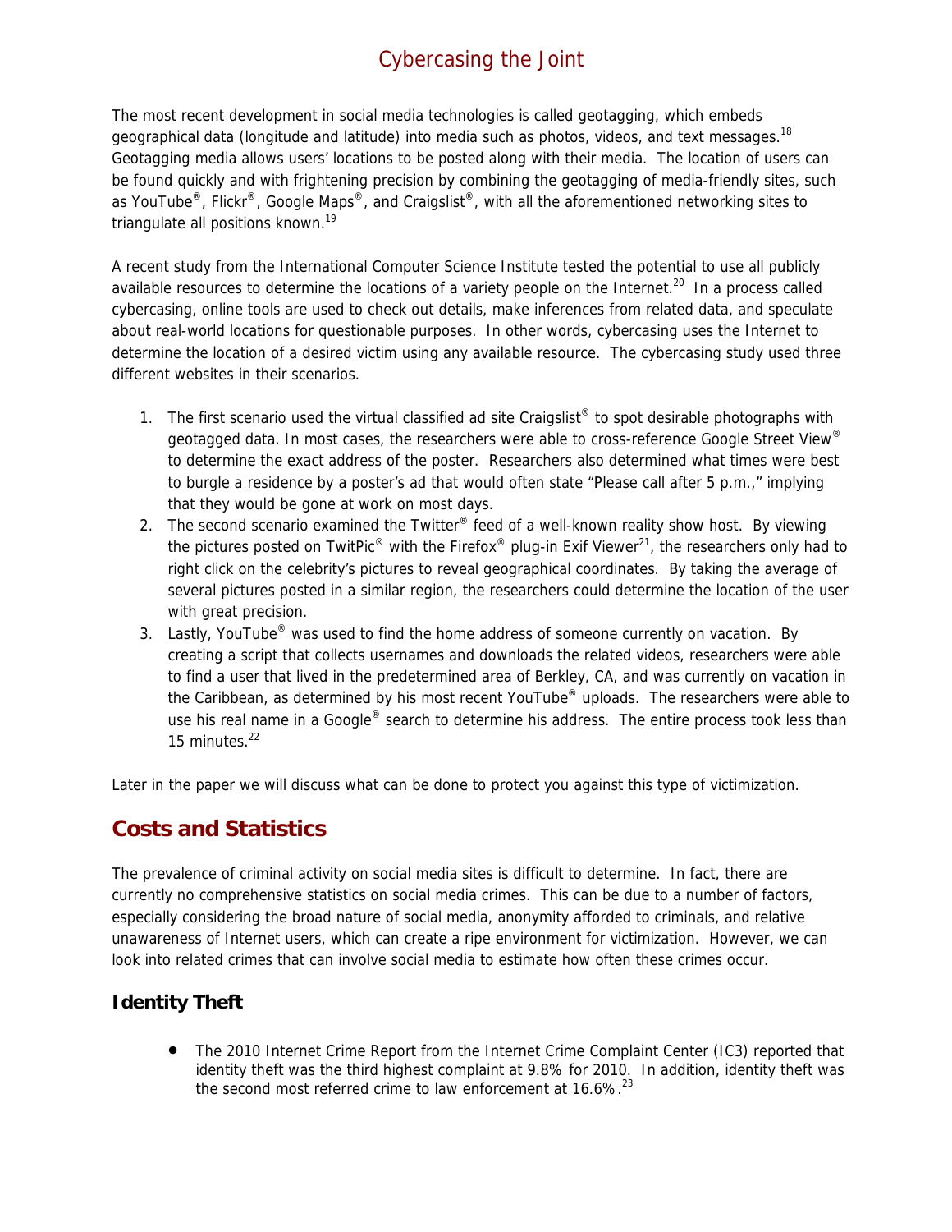# Cybercasing the Joint

The most recent development in social media technologies is called geotagging, which embeds geographical data (longitude and latitude) into media such as photos, videos, and text messages.[18] Geotagging media allows users' locations to be posted along with their media. The location of users can be found quickly and with frightening precision by combining the geotagging of media-friendly sites, such as YouTube®, Flickr®, Google Maps®, and Craigslist®, with all the aforementioned networking sites to triangulate all positions known.[19]

A recent study from the International Computer Science Institute tested the potential to use all publicly available resources to determine the locations of a variety people on the Internet.[20] In a process called cybercasing, online tools are used to check out details, make inferences from related data, and speculate about real-world locations for questionable purposes. In other words, cybercasing uses the Internet to determine the location of a desired victim using any available resource. The cybercasing study used three different websites in their scenarios.

1. The first scenario used the virtual classified ad site Craigslist® to spot desirable photographs with geotagged data. In most cases, the researchers were able to cross-reference Google Street View® to determine the exact address of the poster. Researchers also determined what times were best to burgle a residence by a poster's ad that would often state "Please call after 5 p.m.," implying that they would be gone at work on most days.
2. The second scenario examined the Twitter® feed of a well-known reality show host. By viewing the pictures posted on TwitPic® with the Firefox® plug-in Exif Viewer[21], the researchers only had to right click on the celebrity's pictures to reveal geographical coordinates. By taking the average of several pictures posted in a similar region, the researchers could determine the location of the user with great precision.
3. Lastly, YouTube® was used to find the home address of someone currently on vacation. By creating a script that collects usernames and downloads the related videos, researchers were able to find a user that lived in the predetermined area of Berkley, CA, and was currently on vacation in the Caribbean, as determined by his most recent YouTube® uploads. The researchers were able to use his real name in a Google® search to determine his address. The entire process took less than 15 minutes.[22]

Later in the paper we will discuss what can be done to protect you against this type of victimization.

## Costs and Statistics

The prevalence of criminal activity on social media sites is difficult to determine. In fact, there are currently no comprehensive statistics on social media crimes. This can be due to a number of factors, especially considering the broad nature of social media, anonymity afforded to criminals, and relative unawareness of Internet users, which can create a ripe environment for victimization. However, we can look into related crimes that can involve social media to estimate how often these crimes occur.

### Identity Theft

- The 2010 Internet Crime Report from the Internet Crime Complaint Center (IC3) reported that identity theft was the third highest complaint at 9.8% for 2010. In addition, identity theft was the second most referred crime to law enforcement at 16.6%.[23]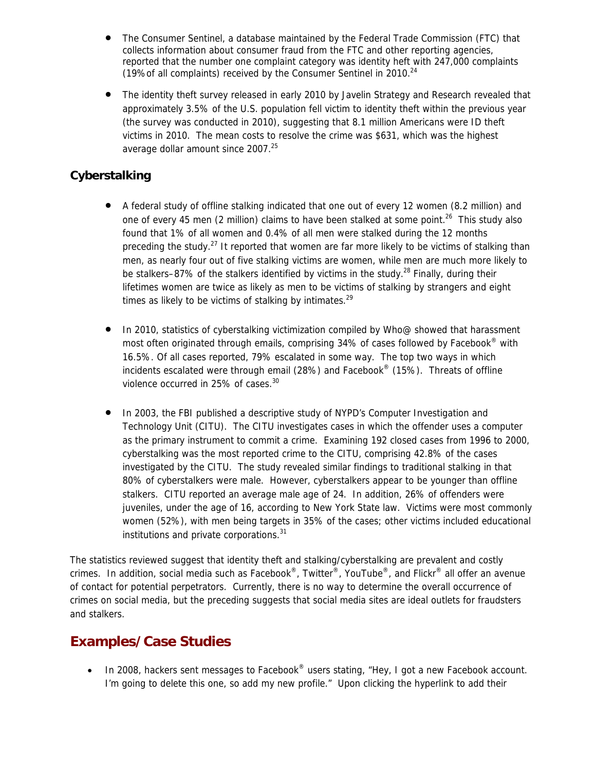- The Consumer Sentinel, a database maintained by the Federal Trade Commission (FTC) that collects information about consumer fraud from the FTC and other reporting agencies, reported that the number one complaint category was identity heft with 247,000 complaints (19% of all complaints) received by the Consumer Sentinel in 2010.[24]

- The identity theft survey released in early 2010 by Javelin Strategy and Research revealed that approximately 3.5% of the U.S. population fell victim to identity theft within the previous year (the survey was conducted in 2010), suggesting that 8.1 million Americans were ID theft victims in 2010. The mean costs to resolve the crime was $631, which was the highest average dollar amount since 2007.[25]

### Cyberstalking

- A federal study of offline stalking indicated that one out of every 12 women (8.2 million) and one of every 45 men (2 million) claims to have been stalked at some point.[26] This study also found that 1% of all women and 0.4% of all men were stalked during the 12 months preceding the study.[27] It reported that women are far more likely to be victims of stalking than men, as nearly four out of five stalking victims are women, while men are much more likely to be stalkers–87% of the stalkers identified by victims in the study.[28] Finally, during their lifetimes women are twice as likely as men to be victims of stalking by strangers and eight times as likely to be victims of stalking by intimates.[29]

- In 2010, statistics of cyberstalking victimization compiled by Who@ showed that harassment most often originated through emails, comprising 34% of cases followed by Facebook® with 16.5%. Of all cases reported, 79% escalated in some way. The top two ways in which incidents escalated were through email (28%) and Facebook® (15%). Threats of offline violence occurred in 25% of cases.[30]

- In 2003, the FBI published a descriptive study of NYPD's Computer Investigation and Technology Unit (CITU). The CITU investigates cases in which the offender uses a computer as the primary instrument to commit a crime. Examining 192 closed cases from 1996 to 2000, cyberstalking was the most reported crime to the CITU, comprising 42.8% of the cases investigated by the CITU. The study revealed similar findings to traditional stalking in that 80% of cyberstalkers were male. However, cyberstalkers appear to be younger than offline stalkers. CITU reported an average male age of 24. In addition, 26% of offenders were juveniles, under the age of 16, according to New York State law. Victims were most commonly women (52%), with men being targets in 35% of the cases; other victims included educational institutions and private corporations.[31]

The statistics reviewed suggest that identity theft and stalking/cyberstalking are prevalent and costly crimes. In addition, social media such as Facebook®, Twitter®, YouTube®, and Flickr® all offer an avenue of contact for potential perpetrators. Currently, there is no way to determine the overall occurrence of crimes on social media, but the preceding suggests that social media sites are ideal outlets for fraudsters and stalkers.

## Examples/Case Studies

- In 2008, hackers sent messages to Facebook® users stating, "Hey, I got a new Facebook account. I'm going to delete this one, so add my new profile." Upon clicking the hyperlink to add their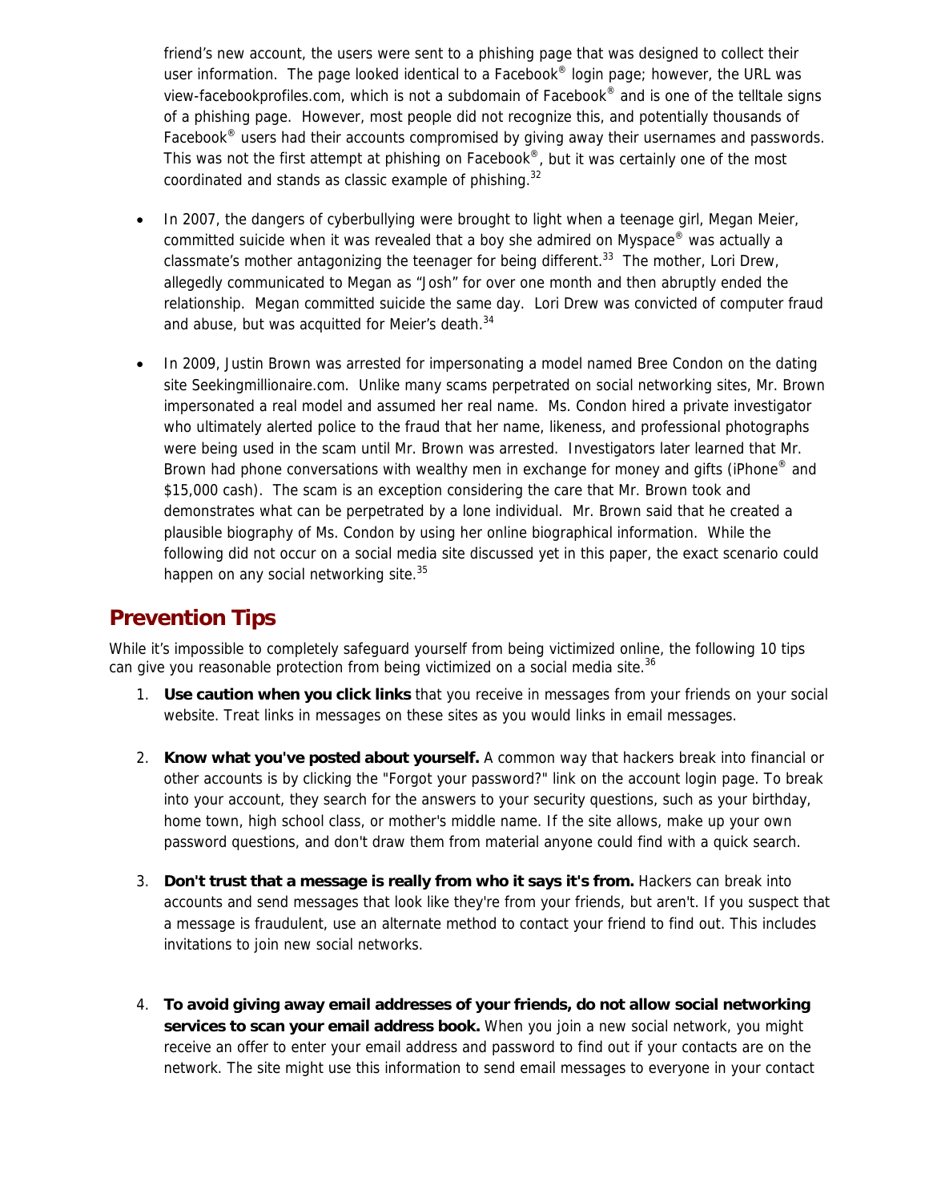friend's new account, the users were sent to a phishing page that was designed to collect their user information. The page looked identical to a Facebook® login page; however, the URL was view-facebookprofiles.com, which is not a subdomain of Facebook® and is one of the telltale signs of a phishing page. However, most people did not recognize this, and potentially thousands of Facebook® users had their accounts compromised by giving away their usernames and passwords. This was not the first attempt at phishing on Facebook®, but it was certainly one of the most coordinated and stands as classic example of phishing.[32]

- In 2007, the dangers of cyberbullying were brought to light when a teenage girl, Megan Meier, committed suicide when it was revealed that a boy she admired on Myspace® was actually a classmate's mother antagonizing the teenager for being different.[33] The mother, Lori Drew, allegedly communicated to Megan as "Josh" for over one month and then abruptly ended the relationship. Megan committed suicide the same day. Lori Drew was convicted of computer fraud and abuse, but was acquitted for Meier's death.[34]

- In 2009, Justin Brown was arrested for impersonating a model named Bree Condon on the dating site Seekingmillionaire.com. Unlike many scams perpetrated on social networking sites, Mr. Brown impersonated a real model and assumed her real name. Ms. Condon hired a private investigator who ultimately alerted police to the fraud that her name, likeness, and professional photographs were being used in the scam until Mr. Brown was arrested. Investigators later learned that Mr. Brown had phone conversations with wealthy men in exchange for money and gifts (iPhone® and $15,000 cash). The scam is an exception considering the care that Mr. Brown took and demonstrates what can be perpetrated by a lone individual. Mr. Brown said that he created a plausible biography of Ms. Condon by using her online biographical information. While the following did not occur on a social media site discussed yet in this paper, the exact scenario could happen on any social networking site.[35]

## Prevention Tips

While it's impossible to completely safeguard yourself from being victimized online, the following 10 tips can give you reasonable protection from being victimized on a social media site.[36]

1. **Use caution when you click links** that you receive in messages from your friends on your social website. Treat links in messages on these sites as you would links in email messages.

2. **Know what you've posted about yourself.** A common way that hackers break into financial or other accounts is by clicking the "Forgot your password?" link on the account login page. To break into your account, they search for the answers to your security questions, such as your birthday, home town, high school class, or mother's middle name. If the site allows, make up your own password questions, and don't draw them from material anyone could find with a quick search.

3. **Don't trust that a message is really from who it says it's from.** Hackers can break into accounts and send messages that look like they're from your friends, but aren't. If you suspect that a message is fraudulent, use an alternate method to contact your friend to find out. This includes invitations to join new social networks.

4. **To avoid giving away email addresses of your friends, do not allow social networking services to scan your email address book.** When you join a new social network, you might receive an offer to enter your email address and password to find out if your contacts are on the network. The site might use this information to send email messages to everyone in your contact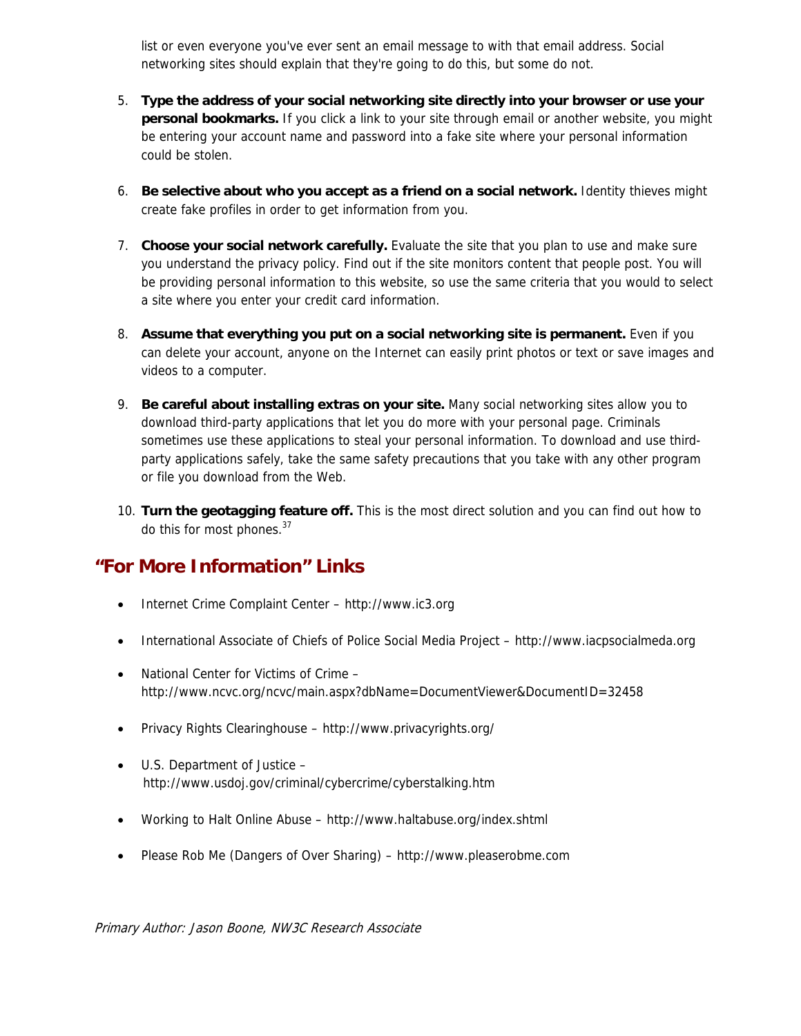list or even everyone you've ever sent an email message to with that email address. Social networking sites should explain that they're going to do this, but some do not.

5. **Type the address of your social networking site directly into your browser or use your personal bookmarks.** If you click a link to your site through email or another website, you might be entering your account name and password into a fake site where your personal information could be stolen.

6. **Be selective about who you accept as a friend on a social network.** Identity thieves might create fake profiles in order to get information from you.

7. **Choose your social network carefully.** Evaluate the site that you plan to use and make sure you understand the privacy policy. Find out if the site monitors content that people post. You will be providing personal information to this website, so use the same criteria that you would to select a site where you enter your credit card information.

8. **Assume that everything you put on a social networking site is permanent.** Even if you can delete your account, anyone on the Internet can easily print photos or text or save images and videos to a computer.

9. **Be careful about installing extras on your site.** Many social networking sites allow you to download third-party applications that let you do more with your personal page. Criminals sometimes use these applications to steal your personal information. To download and use third-party applications safely, take the same safety precautions that you take with any other program or file you download from the Web.

10. **Turn the geotagging feature off.** This is the most direct solution and you can find out how to do this for most phones.[37]

## "For More Information" Links

- Internet Crime Complaint Center – http://www.ic3.org
- International Association of Chiefs of Police Social Media Project – http://www.iacpsocialmeda.org
- National Center for Victims of Crime – http://www.ncvc.org/ncvc/main.aspx?dbName=DocumentViewer&DocumentID=32458
- Privacy Rights Clearinghouse – http://www.privacyrights.org/
- U.S. Department of Justice – http://www.usdoj.gov/criminal/cybercrime/cyberstalking.htm
- Working to Halt Online Abuse – http://www.haltabuse.org/index.shtml
- Please Rob Me (Dangers of Over Sharing) – http://www.pleaserobme.com

*Primary Author: Jason Boone, NW3C Research Associate*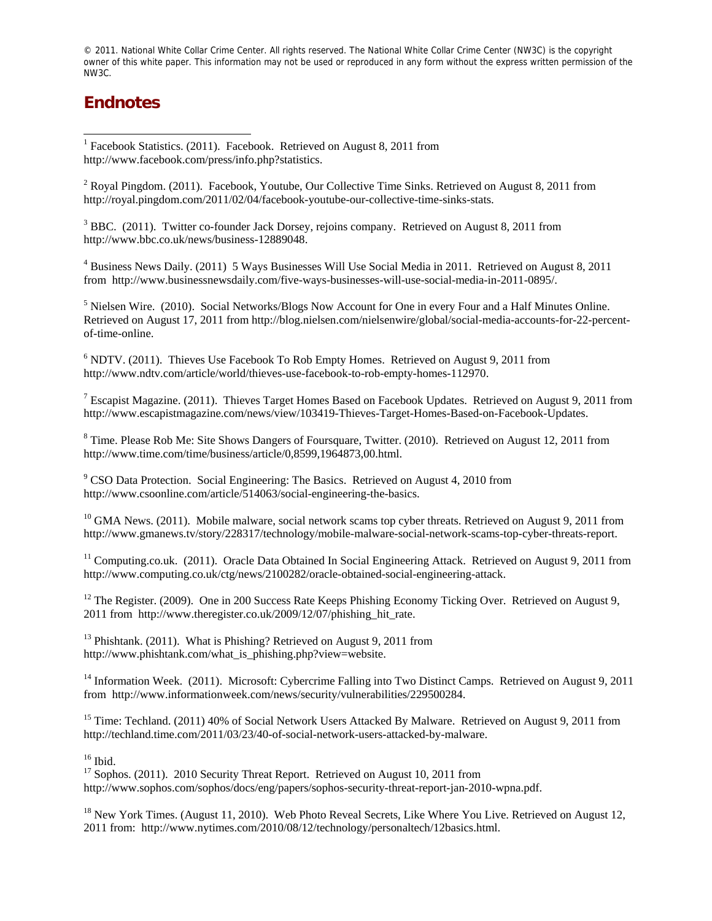© 2011. National White Collar Crime Center. All rights reserved. The National White Collar Crime Center (NW3C) is the copyright owner of this white paper. This information may not be used or reproduced in any form without the express written permission of the NW3C.

## Endnotes

[1] Facebook Statistics. (2011). Facebook. Retrieved on August 8, 2011 from http://www.facebook.com/press/info.php?statistics.

[2] Royal Pingdom. (2011). Facebook, Youtube, Our Collective Time Sinks. Retrieved on August 8, 2011 from http://royal.pingdom.com/2011/02/04/facebook-youtube-our-collective-time-sinks-stats.

[3] BBC. (2011). Twitter co-founder Jack Dorsey, rejoins company. Retrieved on August 8, 2011 from http://www.bbc.co.uk/news/business-12889048.

[4] Business News Daily. (2011) 5 Ways Businesses Will Use Social Media in 2011. Retrieved on August 8, 2011 from http://www.businessnewsdaily.com/five-ways-businesses-will-use-social-media-in-2011-0895/.

[5] Nielsen Wire. (2010). Social Networks/Blogs Now Account for One in every Four and a Half Minutes Online. Retrieved on August 17, 2011 from http://blog.nielsen.com/nielsenwire/global/social-media-accounts-for-22-percent-of-time-online.

[6] NDTV. (2011). Thieves Use Facebook To Rob Empty Homes. Retrieved on August 9, 2011 from http://www.ndtv.com/article/world/thieves-use-facebook-to-rob-empty-homes-112970.

[7] Escapist Magazine. (2011). Thieves Target Homes Based on Facebook Updates. Retrieved on August 9, 2011 from http://www.escapistmagazine.com/news/view/103419-Thieves-Target-Homes-Based-on-Facebook-Updates.

[8] Time. Please Rob Me: Site Shows Dangers of Foursquare, Twitter. (2010). Retrieved on August 12, 2011 from http://www.time.com/time/business/article/0,8599,1964873,00.html.

[9] CSO Data Protection. Social Engineering: The Basics. Retrieved on August 4, 2010 from http://www.csoonline.com/article/514063/social-engineering-the-basics.

[10] GMA News. (2011). Mobile malware, social network scams top cyber threats. Retrieved on August 9, 2011 from http://www.gmanews.tv/story/228317/technology/mobile-malware-social-network-scams-top-cyber-threats-report.

[11] Computing.co.uk. (2011). Oracle Data Obtained In Social Engineering Attack. Retrieved on August 9, 2011 from http://www.computing.co.uk/ctg/news/2100282/oracle-obtained-social-engineering-attack.

[12] The Register. (2009). One in 200 Success Rate Keeps Phishing Economy Ticking Over. Retrieved on August 9, 2011 from http://www.theregister.co.uk/2009/12/07/phishing_hit_rate.

[13] Phishtank. (2011). What is Phishing? Retrieved on August 9, 2011 from http://www.phishtank.com/what_is_phishing.php?view=website.

[14] Information Week. (2011). Microsoft: Cybercrime Falling into Two Distinct Camps. Retrieved on August 9, 2011 from http://www.informationweek.com/news/security/vulnerabilities/229500284.

[15] Time: Techland. (2011) 40% of Social Network Users Attacked By Malware. Retrieved on August 9, 2011 from http://techland.time.com/2011/03/23/40-of-social-network-users-attacked-by-malware.

[16] Ibid.

[17] Sophos. (2011). 2010 Security Threat Report. Retrieved on August 10, 2011 from http://www.sophos.com/sophos/docs/eng/papers/sophos-security-threat-report-jan-2010-wpna.pdf.

[18] New York Times. (August 11, 2010). Web Photo Reveal Secrets, Like Where You Live. Retrieved on August 12, 2011 from: http://www.nytimes.com/2010/08/12/technology/personaltech/12basics.html.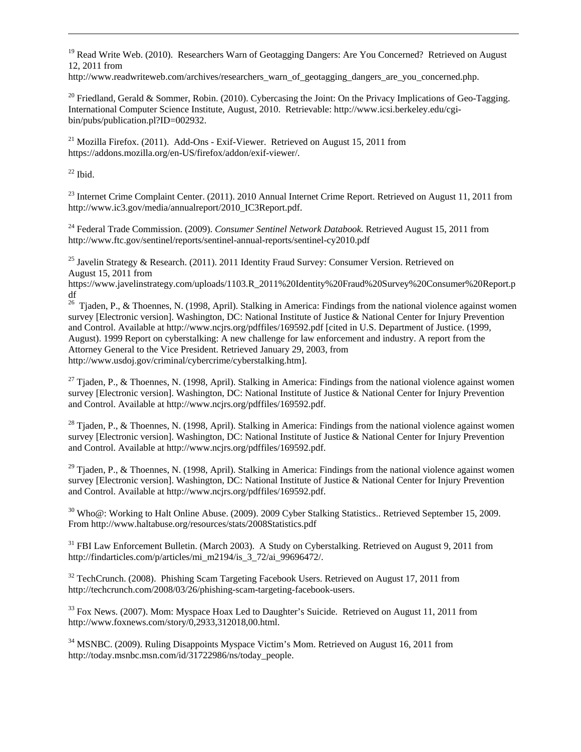[19] Read Write Web. (2010). Researchers Warn of Geotagging Dangers: Are You Concerned? Retrieved on August 12, 2011 from http://www.readwriteweb.com/archives/researchers_warn_of_geotagging_dangers_are_you_concerned.php.

[20] Friedland, Gerald & Sommer, Robin. (2010). Cybercasing the Joint: On the Privacy Implications of Geo-Tagging. International Computer Science Institute, August, 2010. Retrievable: http://www.icsi.berkeley.edu/cgi-bin/pubs/publication.pl?ID=002932.

[21] Mozilla Firefox. (2011). Add-Ons - Exif-Viewer. Retrieved on August 15, 2011 from https://addons.mozilla.org/en-US/firefox/addon/exif-viewer/.

[22] Ibid.

[23] Internet Crime Complaint Center. (2011). 2010 Annual Internet Crime Report. Retrieved on August 11, 2011 from http://www.ic3.gov/media/annualreport/2010_IC3Report.pdf.

[24] Federal Trade Commission. (2009). *Consumer Sentinel Network Databook.* Retrieved August 15, 2011 from http://www.ftc.gov/sentinel/reports/sentinel-annual-reports/sentinel-cy2010.pdf

[25] Javelin Strategy & Research. (2011). 2011 Identity Fraud Survey: Consumer Version. Retrieved on August 15, 2011 from https://www.javelinstrategy.com/uploads/1103.R_2011%20Identity%20Fraud%20Survey%20Consumer%20Report.pdf

[26] Tjaden, P., & Thoennes, N. (1998, April). Stalking in America: Findings from the national violence against women survey [Electronic version]. Washington, DC: National Institute of Justice & National Center for Injury Prevention and Control. Available at http://www.ncjrs.org/pdffiles/169592.pdf [cited in U.S. Department of Justice. (1999, August). 1999 Report on cyberstalking: A new challenge for law enforcement and industry. A report from the Attorney General to the Vice President. Retrieved January 29, 2003, from http://www.usdoj.gov/criminal/cybercrime/cyberstalking.htm].

[27] Tjaden, P., & Thoennes, N. (1998, April). Stalking in America: Findings from the national violence against women survey [Electronic version]. Washington, DC: National Institute of Justice & National Center for Injury Prevention and Control. Available at http://www.ncjrs.org/pdffiles/169592.pdf.

[28] Tjaden, P., & Thoennes, N. (1998, April). Stalking in America: Findings from the national violence against women survey [Electronic version]. Washington, DC: National Institute of Justice & National Center for Injury Prevention and Control. Available at http://www.ncjrs.org/pdffiles/169592.pdf.

[29] Tjaden, P., & Thoennes, N. (1998, April). Stalking in America: Findings from the national violence against women survey [Electronic version]. Washington, DC: National Institute of Justice & National Center for Injury Prevention and Control. Available at http://www.ncjrs.org/pdffiles/169592.pdf.

[30] Who@: Working to Halt Online Abuse. (2009). 2009 Cyber Stalking Statistics.. Retrieved September 15, 2009. From http://www.haltabuse.org/resources/stats/2008Statistics.pdf

[31] FBI Law Enforcement Bulletin. (March 2003). A Study on Cyberstalking. Retrieved on August 9, 2011 from http://findarticles.com/p/articles/mi_m2194/is_3_72/ai_99696472/.

[32] TechCrunch. (2008). Phishing Scam Targeting Facebook Users. Retrieved on August 17, 2011 from http://techcrunch.com/2008/03/26/phishing-scam-targeting-facebook-users.

[33] Fox News. (2007). Mom: Myspace Hoax Led to Daughter's Suicide. Retrieved on August 11, 2011 from http://www.foxnews.com/story/0,2933,312018,00.html.

[34] MSNBC. (2009). Ruling Disappoints Myspace Victim's Mom. Retrieved on August 16, 2011 from http://today.msnbc.msn.com/id/31722986/ns/today_people.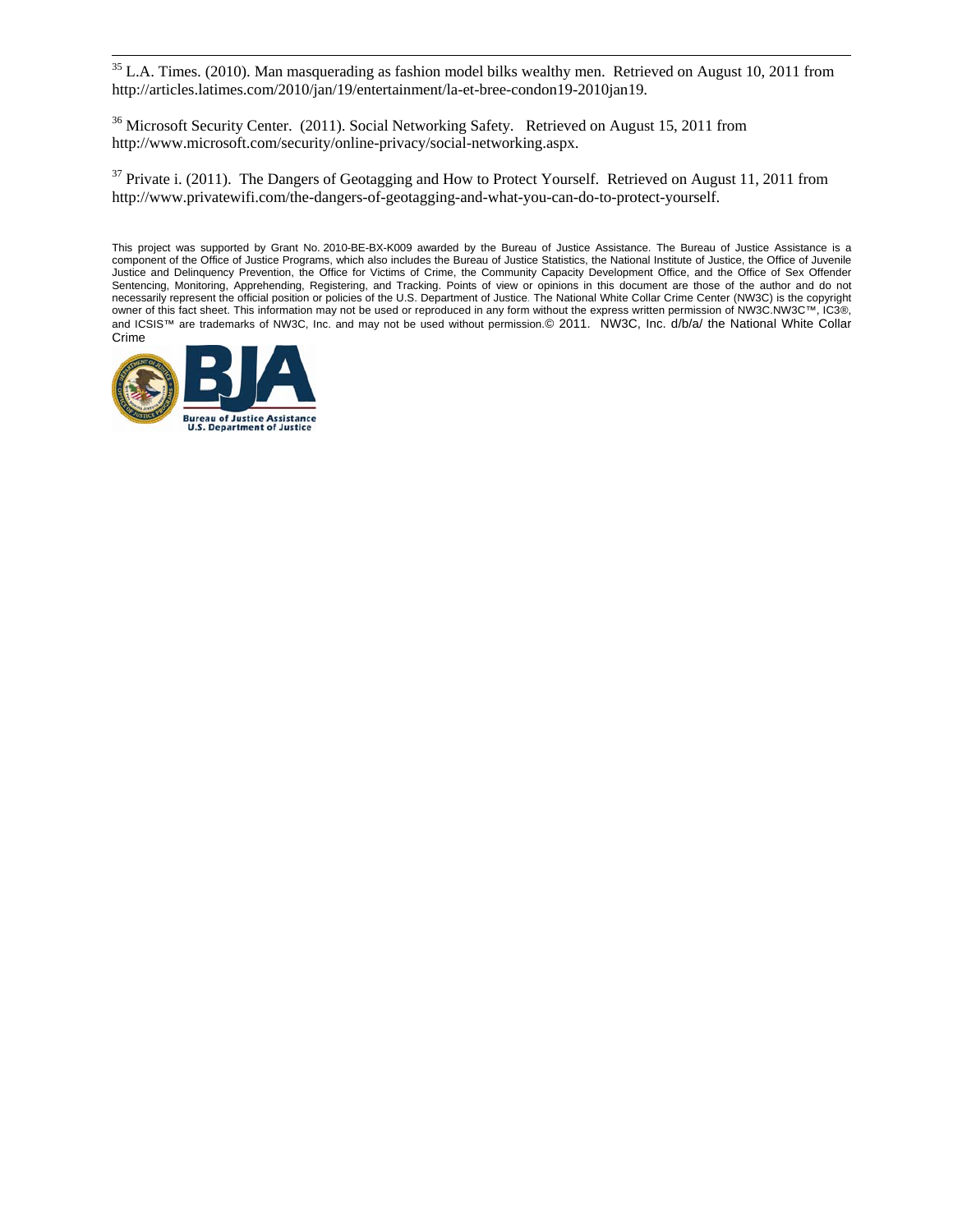[35] L.A. Times. (2010). Man masquerading as fashion model bilks wealthy men. Retrieved on August 10, 2011 from http://articles.latimes.com/2010/jan/19/entertainment/la-et-bree-condon19-2010jan19.

[36] Microsoft Security Center. (2011). Social Networking Safety. Retrieved on August 15, 2011 from http://www.microsoft.com/security/online-privacy/social-networking.aspx.

[37] Private i. (2011). The Dangers of Geotagging and How to Protect Yourself. Retrieved on August 11, 2011 from http://www.privatewifi.com/the-dangers-of-geotagging-and-what-you-can-do-to-protect-yourself.

This project was supported by Grant No. 2010-BE-BX-K009 awarded by the Bureau of Justice Assistance. The Bureau of Justice Assistance is a component of the Office of Justice Programs, which also includes the Bureau of Justice Statistics, the National Institute of Justice, the Office of Juvenile Justice and Delinquency Prevention, the Office for Victims of Crime, the Community Capacity Development Office, and the Office of Sex Offender Sentencing, Monitoring, Apprehending, Registering, and Tracking. Points of view or opinions in this document are those of the author and do not necessarily represent the official position or policies of the U.S. Department of Justice. The National White Collar Crime Center (NW3C) is the copyright owner of this fact sheet. This information may not be used or reproduced in any form without the express written permission of NW3C.NW3C™, IC3®, and ICSIS™ are trademarks of NW3C, Inc. and may not be used without permission.© 2011. NW3C, Inc. d/b/a/ the National White Collar Crime

BJA
Bureau of Justice Assistance
U.S. Department of Justice